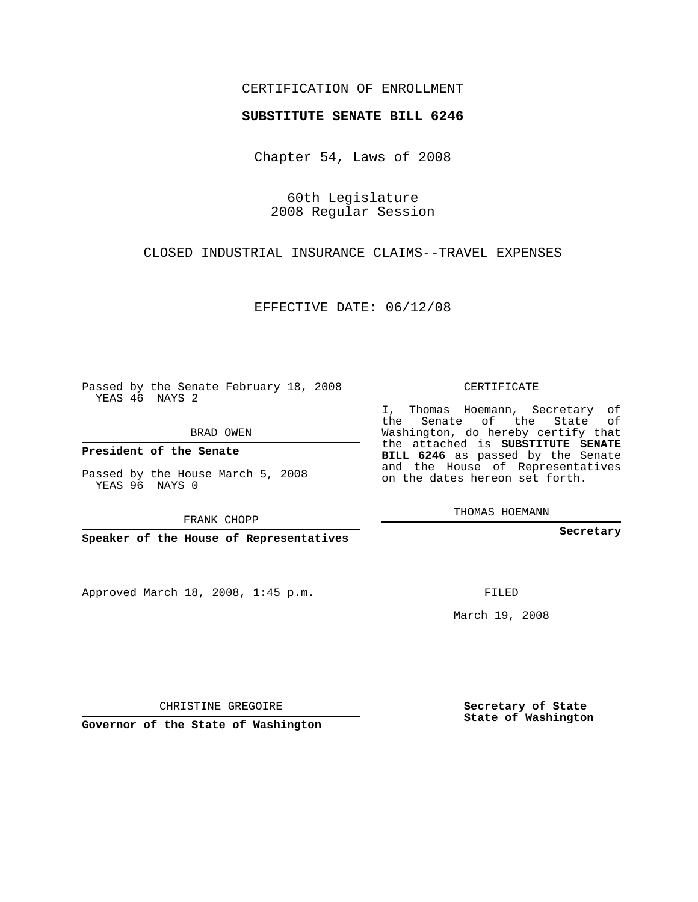CERTIFICATION OF ENROLLMENT

**SUBSTITUTE SENATE BILL 6246**

Chapter 54, Laws of 2008

60th Legislature
2008 Regular Session

CLOSED INDUSTRIAL INSURANCE CLAIMS--TRAVEL EXPENSES

EFFECTIVE DATE: 06/12/08

Passed by the Senate February 18, 2008
YEAS 46 NAYS 2

BRAD OWEN

**President of the Senate**

Passed by the House March 5, 2008
YEAS 96 NAYS 0

FRANK CHOPP

**Speaker of the House of Representatives**

CERTIFICATE

I, Thomas Hoemann, Secretary of the Senate of the State of Washington, do hereby certify that the attached is **SUBSTITUTE SENATE BILL 6246** as passed by the Senate and the House of Representatives on the dates hereon set forth.

THOMAS HOEMANN

**Secretary**

Approved March 18, 2008, 1:45 p.m.

FILED

March 19, 2008

CHRISTINE GREGOIRE

**Governor of the State of Washington**

**Secretary of State**
**State of Washington**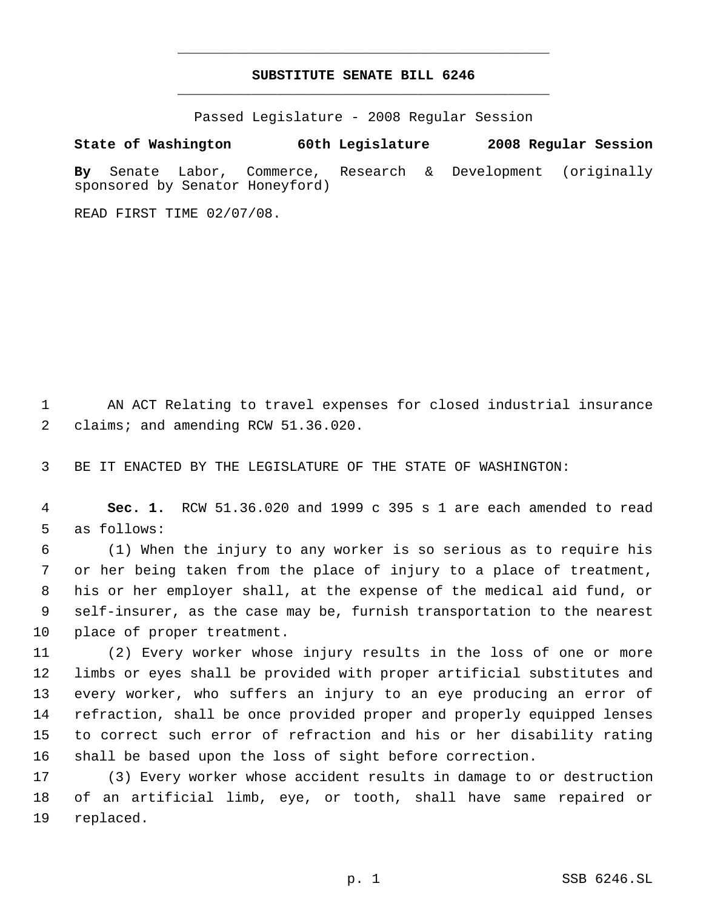# SUBSTITUTE SENATE BILL 6246

Passed Legislature - 2008 Regular Session

**State of Washington 60th Legislature 2008 Regular Session**

**By** Senate Labor, Commerce, Research & Development (originally sponsored by Senator Honeyford)

READ FIRST TIME 02/07/08.

1 AN ACT Relating to travel expenses for closed industrial insurance
2 claims; and amending RCW 51.36.020.

3 BE IT ENACTED BY THE LEGISLATURE OF THE STATE OF WASHINGTON:

4 **Sec. 1.** RCW 51.36.020 and 1999 c 395 s 1 are each amended to read
5 as follows:

6 (1) When the injury to any worker is so serious as to require his
7 or her being taken from the place of injury to a place of treatment,
8 his or her employer shall, at the expense of the medical aid fund, or
9 self-insurer, as the case may be, furnish transportation to the nearest
10 place of proper treatment.

11 (2) Every worker whose injury results in the loss of one or more
12 limbs or eyes shall be provided with proper artificial substitutes and
13 every worker, who suffers an injury to an eye producing an error of
14 refraction, shall be once provided proper and properly equipped lenses
15 to correct such error of refraction and his or her disability rating
16 shall be based upon the loss of sight before correction.

17 (3) Every worker whose accident results in damage to or destruction
18 of an artificial limb, eye, or tooth, shall have same repaired or
19 replaced.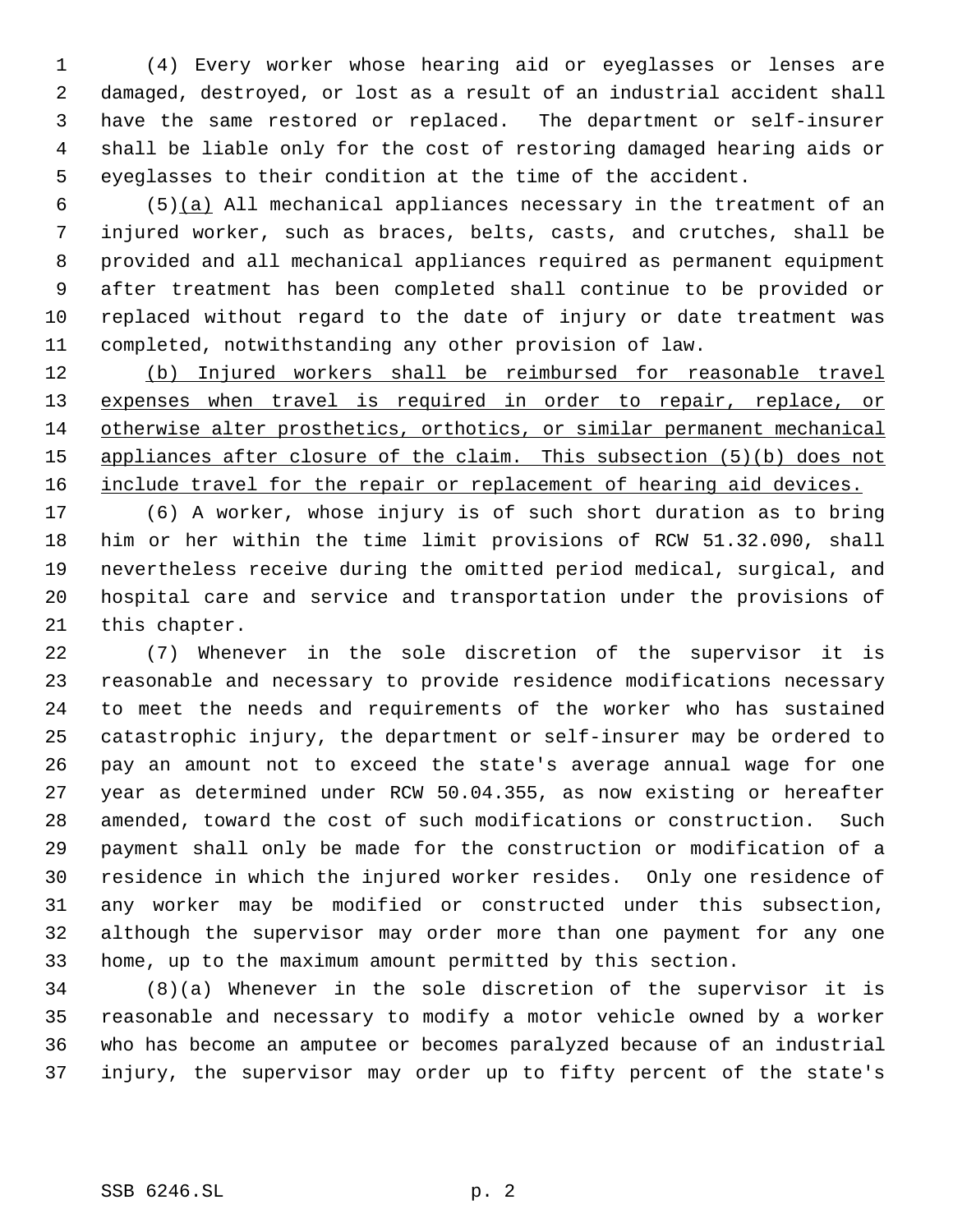(4) Every worker whose hearing aid or eyeglasses or lenses are damaged, destroyed, or lost as a result of an industrial accident shall have the same restored or replaced. The department or self-insurer shall be liable only for the cost of restoring damaged hearing aids or eyeglasses to their condition at the time of the accident.

(5)<u>(a)</u> All mechanical appliances necessary in the treatment of an injured worker, such as braces, belts, casts, and crutches, shall be provided and all mechanical appliances required as permanent equipment after treatment has been completed shall continue to be provided or replaced without regard to the date of injury or date treatment was completed, notwithstanding any other provision of law.

<u>(b) Injured workers shall be reimbursed for reasonable travel expenses when travel is required in order to repair, replace, or otherwise alter prosthetics, orthotics, or similar permanent mechanical appliances after closure of the claim. This subsection (5)(b) does not include travel for the repair or replacement of hearing aid devices.</u>

(6) A worker, whose injury is of such short duration as to bring him or her within the time limit provisions of RCW 51.32.090, shall nevertheless receive during the omitted period medical, surgical, and hospital care and service and transportation under the provisions of this chapter.

(7) Whenever in the sole discretion of the supervisor it is reasonable and necessary to provide residence modifications necessary to meet the needs and requirements of the worker who has sustained catastrophic injury, the department or self-insurer may be ordered to pay an amount not to exceed the state's average annual wage for one year as determined under RCW 50.04.355, as now existing or hereafter amended, toward the cost of such modifications or construction. Such payment shall only be made for the construction or modification of a residence in which the injured worker resides. Only one residence of any worker may be modified or constructed under this subsection, although the supervisor may order more than one payment for any one home, up to the maximum amount permitted by this section.

(8)(a) Whenever in the sole discretion of the supervisor it is reasonable and necessary to modify a motor vehicle owned by a worker who has become an amputee or becomes paralyzed because of an industrial injury, the supervisor may order up to fifty percent of the state's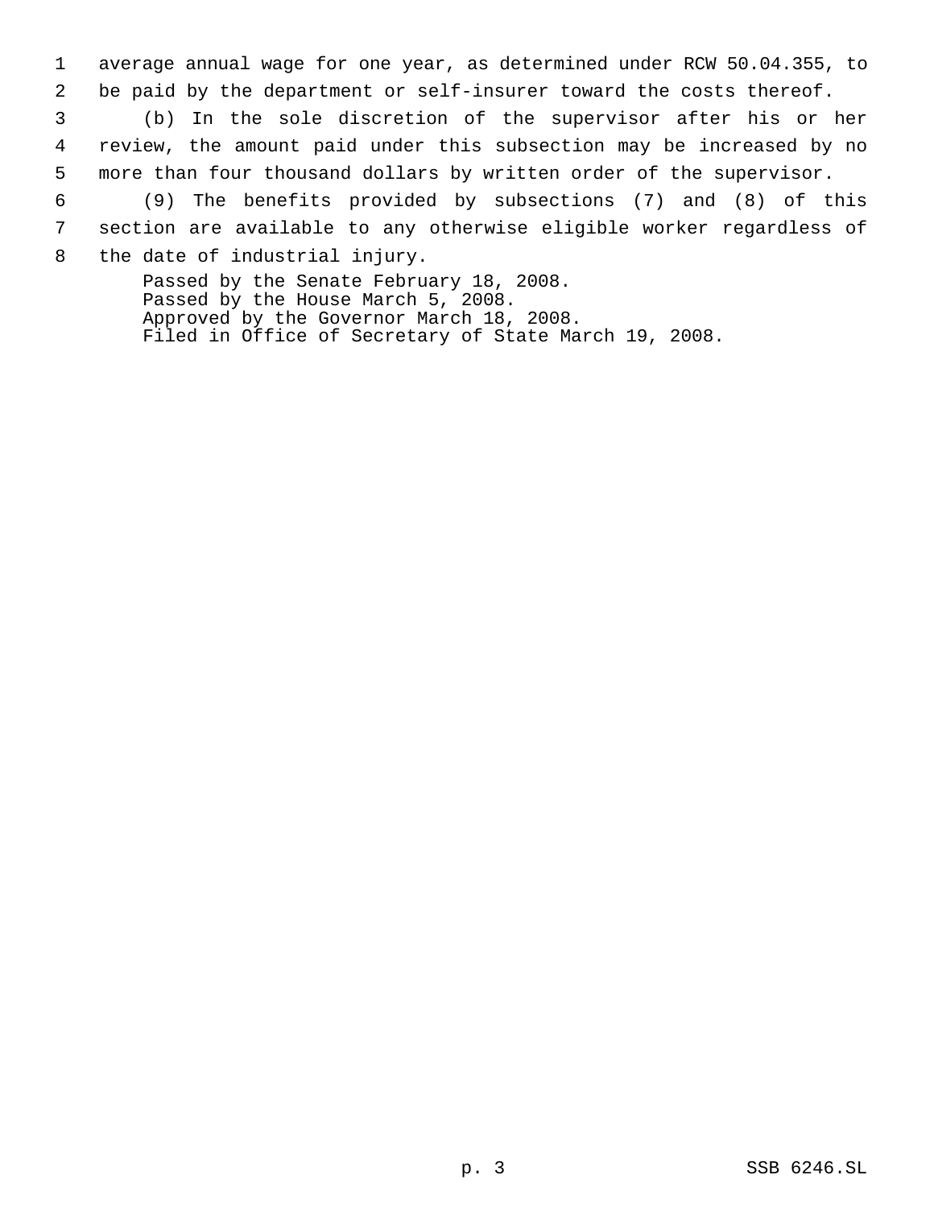average annual wage for one year, as determined under RCW 50.04.355, to be paid by the department or self-insurer toward the costs thereof.

(b) In the sole discretion of the supervisor after his or her review, the amount paid under this subsection may be increased by no more than four thousand dollars by written order of the supervisor.

(9) The benefits provided by subsections (7) and (8) of this section are available to any otherwise eligible worker regardless of the date of industrial injury.

Passed by the Senate February 18, 2008.
Passed by the House March 5, 2008.
Approved by the Governor March 18, 2008.
Filed in Office of Secretary of State March 19, 2008.